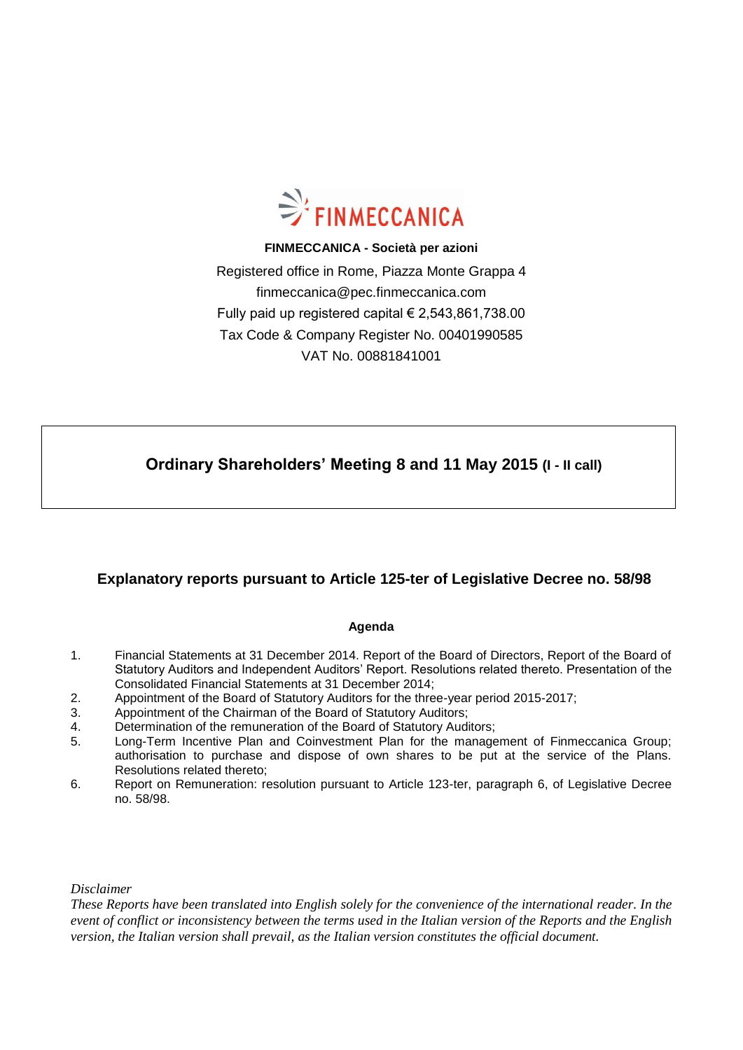FINMECCANICA

**FINMECCANICA - Società per azioni**

Registered office in Rome, Piazza Monte Grappa 4

finmeccanica@pec.finmeccanica.com

Fully paid up registered capital € 2,543,861,738.00

Tax Code & Company Register No. 00401990585

VAT No. 00881841001

# Ordinary Shareholders' Meeting 8 and 11 May 2015 (I - II call)

## Explanatory reports pursuant to Article 125-ter of Legislative Decree no. 58/98

**Agenda**

1. Financial Statements at 31 December 2014. Report of the Board of Directors, Report of the Board of Statutory Auditors and Independent Auditors' Report. Resolutions related thereto. Presentation of the Consolidated Financial Statements at 31 December 2014;
2. Appointment of the Board of Statutory Auditors for the three-year period 2015-2017;
3. Appointment of the Chairman of the Board of Statutory Auditors;
4. Determination of the remuneration of the Board of Statutory Auditors;
5. Long-Term Incentive Plan and Coinvestment Plan for the management of Finmeccanica Group; authorisation to purchase and dispose of own shares to be put at the service of the Plans. Resolutions related thereto;
6. Report on Remuneration: resolution pursuant to Article 123-ter, paragraph 6, of Legislative Decree no. 58/98.

*Disclaimer*

*These Reports have been translated into English solely for the convenience of the international reader. In the event of conflict or inconsistency between the terms used in the Italian version of the Reports and the English version, the Italian version shall prevail, as the Italian version constitutes the official document.*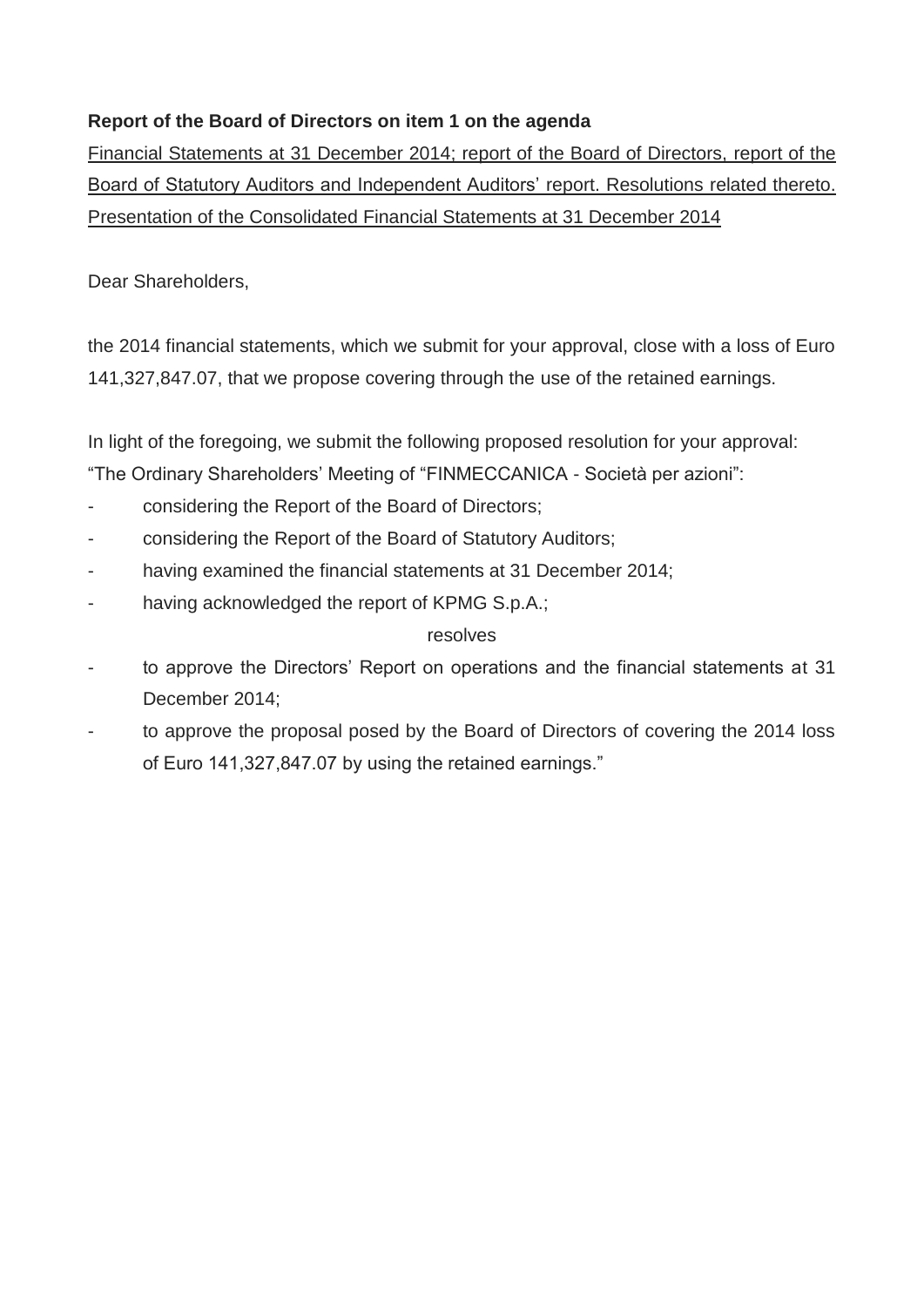**Report of the Board of Directors on item 1 on the agenda**

Financial Statements at 31 December 2014; report of the Board of Directors, report of the Board of Statutory Auditors and Independent Auditors' report. Resolutions related thereto. Presentation of the Consolidated Financial Statements at 31 December 2014

Dear Shareholders,

the 2014 financial statements, which we submit for your approval, close with a loss of Euro 141,327,847.07, that we propose covering through the use of the retained earnings.

In light of the foregoing, we submit the following proposed resolution for your approval:

"The Ordinary Shareholders' Meeting of "FINMECCANICA - Società per azioni":

- considering the Report of the Board of Directors;
- considering the Report of the Board of Statutory Auditors;
- having examined the financial statements at 31 December 2014;
- having acknowledged the report of KPMG S.p.A.;

resolves

- to approve the Directors' Report on operations and the financial statements at 31 December 2014;
- to approve the proposal posed by the Board of Directors of covering the 2014 loss of Euro 141,327,847.07 by using the retained earnings."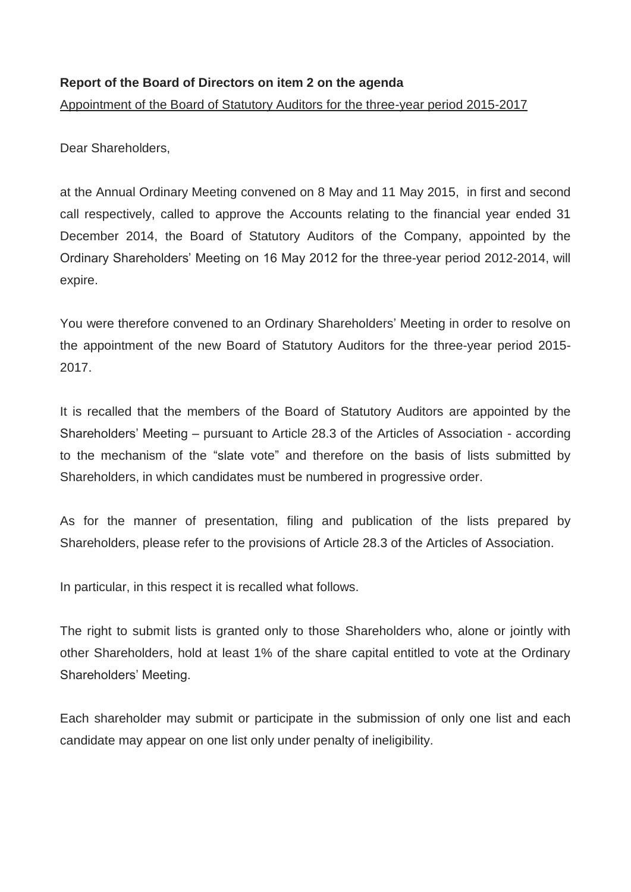**Report of the Board of Directors on item 2 on the agenda**

Appointment of the Board of Statutory Auditors for the three-year period 2015-2017

Dear Shareholders,

at the Annual Ordinary Meeting convened on 8 May and 11 May 2015, in first and second call respectively, called to approve the Accounts relating to the financial year ended 31 December 2014, the Board of Statutory Auditors of the Company, appointed by the Ordinary Shareholders' Meeting on 16 May 2012 for the three-year period 2012-2014, will expire.

You were therefore convened to an Ordinary Shareholders' Meeting in order to resolve on the appointment of the new Board of Statutory Auditors for the three-year period 2015-2017.

It is recalled that the members of the Board of Statutory Auditors are appointed by the Shareholders' Meeting – pursuant to Article 28.3 of the Articles of Association - according to the mechanism of the "slate vote" and therefore on the basis of lists submitted by Shareholders, in which candidates must be numbered in progressive order.

As for the manner of presentation, filing and publication of the lists prepared by Shareholders, please refer to the provisions of Article 28.3 of the Articles of Association.

In particular, in this respect it is recalled what follows.

The right to submit lists is granted only to those Shareholders who, alone or jointly with other Shareholders, hold at least 1% of the share capital entitled to vote at the Ordinary Shareholders' Meeting.

Each shareholder may submit or participate in the submission of only one list and each candidate may appear on one list only under penalty of ineligibility.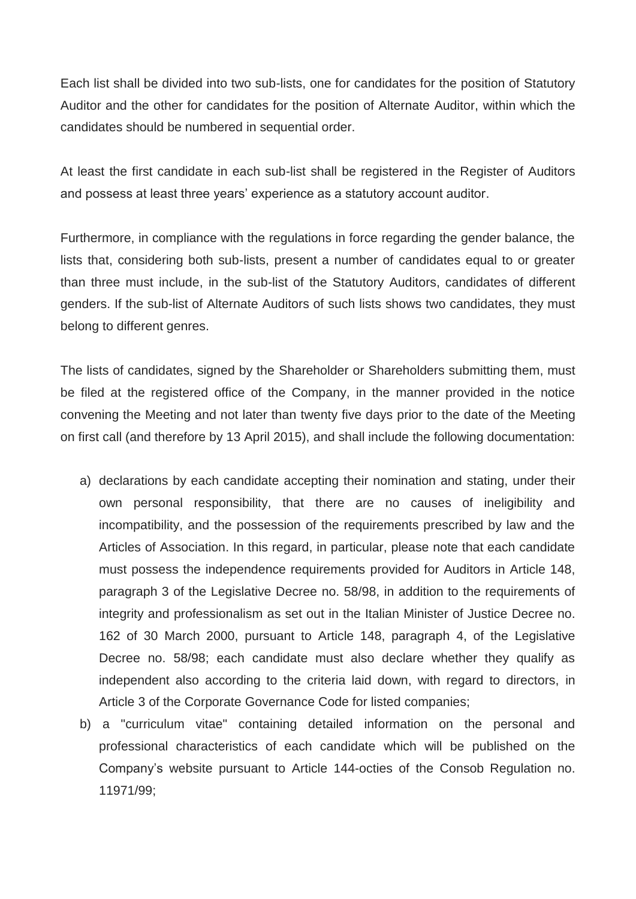Each list shall be divided into two sub-lists, one for candidates for the position of Statutory Auditor and the other for candidates for the position of Alternate Auditor, within which the candidates should be numbered in sequential order.

At least the first candidate in each sub-list shall be registered in the Register of Auditors and possess at least three years' experience as a statutory account auditor.

Furthermore, in compliance with the regulations in force regarding the gender balance, the lists that, considering both sub-lists, present a number of candidates equal to or greater than three must include, in the sub-list of the Statutory Auditors, candidates of different genders. If the sub-list of Alternate Auditors of such lists shows two candidates, they must belong to different genres.

The lists of candidates, signed by the Shareholder or Shareholders submitting them, must be filed at the registered office of the Company, in the manner provided in the notice convening the Meeting and not later than twenty five days prior to the date of the Meeting on first call (and therefore by 13 April 2015), and shall include the following documentation:

a) declarations by each candidate accepting their nomination and stating, under their own personal responsibility, that there are no causes of ineligibility and incompatibility, and the possession of the requirements prescribed by law and the Articles of Association. In this regard, in particular, please note that each candidate must possess the independence requirements provided for Auditors in Article 148, paragraph 3 of the Legislative Decree no. 58/98, in addition to the requirements of integrity and professionalism as set out in the Italian Minister of Justice Decree no. 162 of 30 March 2000, pursuant to Article 148, paragraph 4, of the Legislative Decree no. 58/98; each candidate must also declare whether they qualify as independent also according to the criteria laid down, with regard to directors, in Article 3 of the Corporate Governance Code for listed companies;
b) a "curriculum vitae" containing detailed information on the personal and professional characteristics of each candidate which will be published on the Company's website pursuant to Article 144-octies of the Consob Regulation no. 11971/99;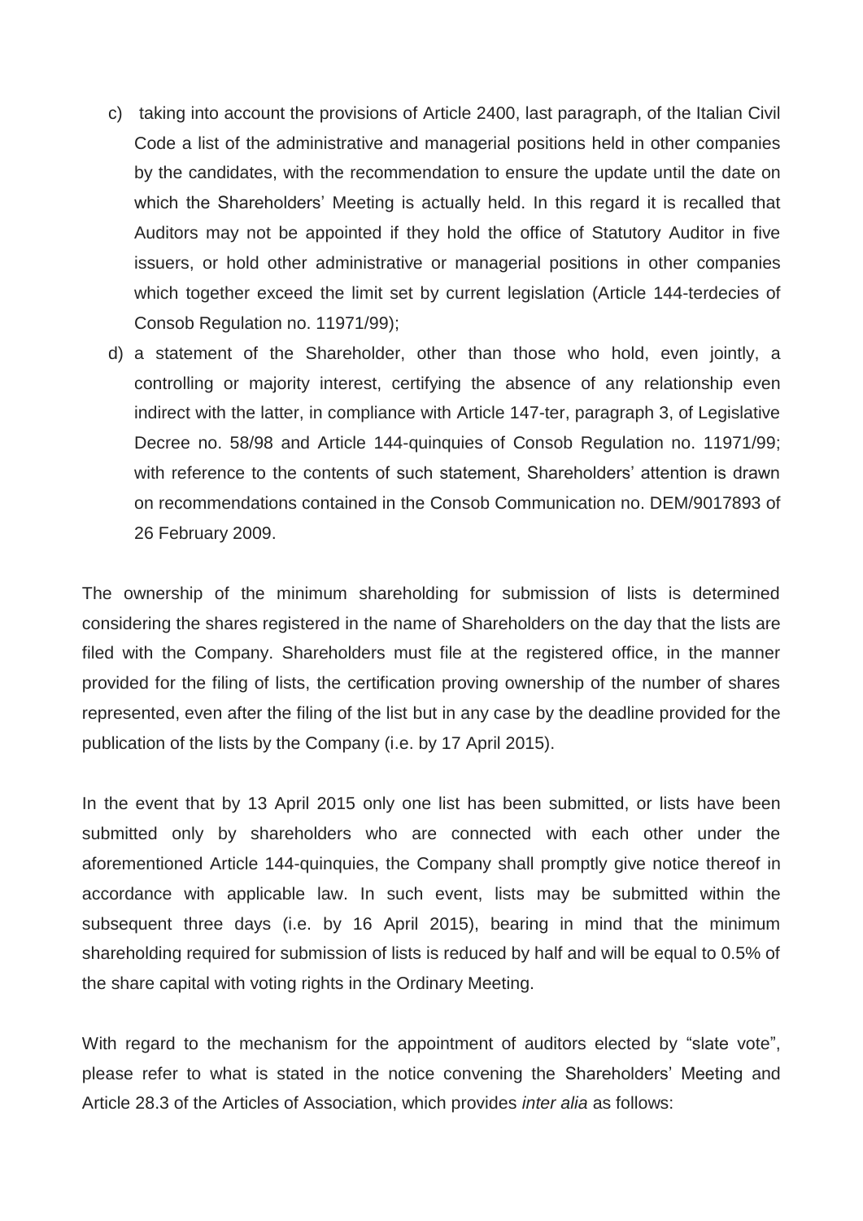c) taking into account the provisions of Article 2400, last paragraph, of the Italian Civil Code a list of the administrative and managerial positions held in other companies by the candidates, with the recommendation to ensure the update until the date on which the Shareholders' Meeting is actually held. In this regard it is recalled that Auditors may not be appointed if they hold the office of Statutory Auditor in five issuers, or hold other administrative or managerial positions in other companies which together exceed the limit set by current legislation (Article 144-terdecies of Consob Regulation no. 11971/99);

d) a statement of the Shareholder, other than those who hold, even jointly, a controlling or majority interest, certifying the absence of any relationship even indirect with the latter, in compliance with Article 147-ter, paragraph 3, of Legislative Decree no. 58/98 and Article 144-quinquies of Consob Regulation no. 11971/99; with reference to the contents of such statement, Shareholders' attention is drawn on recommendations contained in the Consob Communication no. DEM/9017893 of 26 February 2009.

The ownership of the minimum shareholding for submission of lists is determined considering the shares registered in the name of Shareholders on the day that the lists are filed with the Company. Shareholders must file at the registered office, in the manner provided for the filing of lists, the certification proving ownership of the number of shares represented, even after the filing of the list but in any case by the deadline provided for the publication of the lists by the Company (i.e. by 17 April 2015).

In the event that by 13 April 2015 only one list has been submitted, or lists have been submitted only by shareholders who are connected with each other under the aforementioned Article 144-quinquies, the Company shall promptly give notice thereof in accordance with applicable law. In such event, lists may be submitted within the subsequent three days (i.e. by 16 April 2015), bearing in mind that the minimum shareholding required for submission of lists is reduced by half and will be equal to 0.5% of the share capital with voting rights in the Ordinary Meeting.

With regard to the mechanism for the appointment of auditors elected by "slate vote", please refer to what is stated in the notice convening the Shareholders' Meeting and Article 28.3 of the Articles of Association, which provides *inter alia* as follows: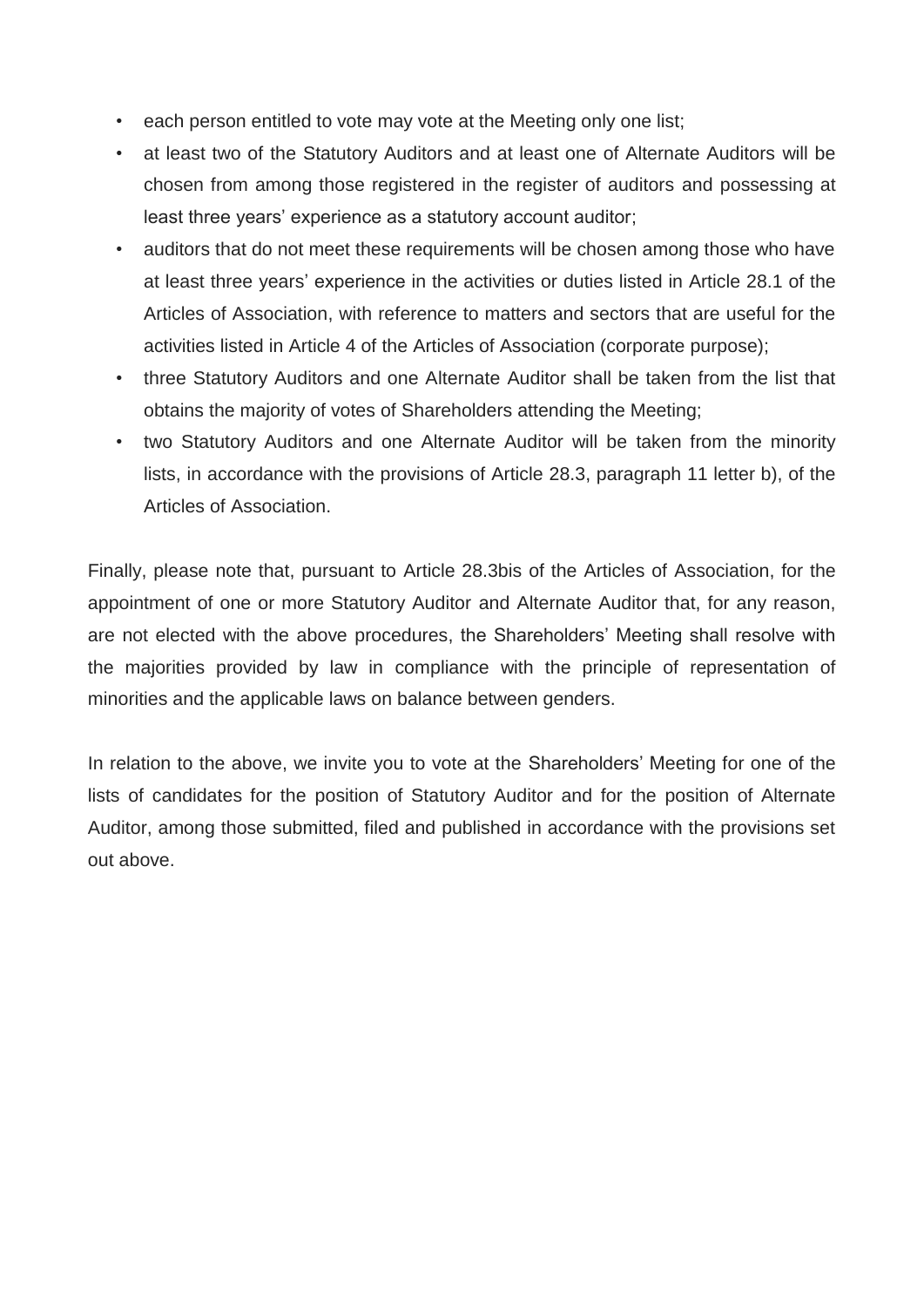- each person entitled to vote may vote at the Meeting only one list;
- at least two of the Statutory Auditors and at least one of Alternate Auditors will be chosen from among those registered in the register of auditors and possessing at least three years' experience as a statutory account auditor;
- auditors that do not meet these requirements will be chosen among those who have at least three years' experience in the activities or duties listed in Article 28.1 of the Articles of Association, with reference to matters and sectors that are useful for the activities listed in Article 4 of the Articles of Association (corporate purpose);
- three Statutory Auditors and one Alternate Auditor shall be taken from the list that obtains the majority of votes of Shareholders attending the Meeting;
- two Statutory Auditors and one Alternate Auditor will be taken from the minority lists, in accordance with the provisions of Article 28.3, paragraph 11 letter b), of the Articles of Association.

Finally, please note that, pursuant to Article 28.3bis of the Articles of Association, for the appointment of one or more Statutory Auditor and Alternate Auditor that, for any reason, are not elected with the above procedures, the Shareholders' Meeting shall resolve with the majorities provided by law in compliance with the principle of representation of minorities and the applicable laws on balance between genders.

In relation to the above, we invite you to vote at the Shareholders' Meeting for one of the lists of candidates for the position of Statutory Auditor and for the position of Alternate Auditor, among those submitted, filed and published in accordance with the provisions set out above.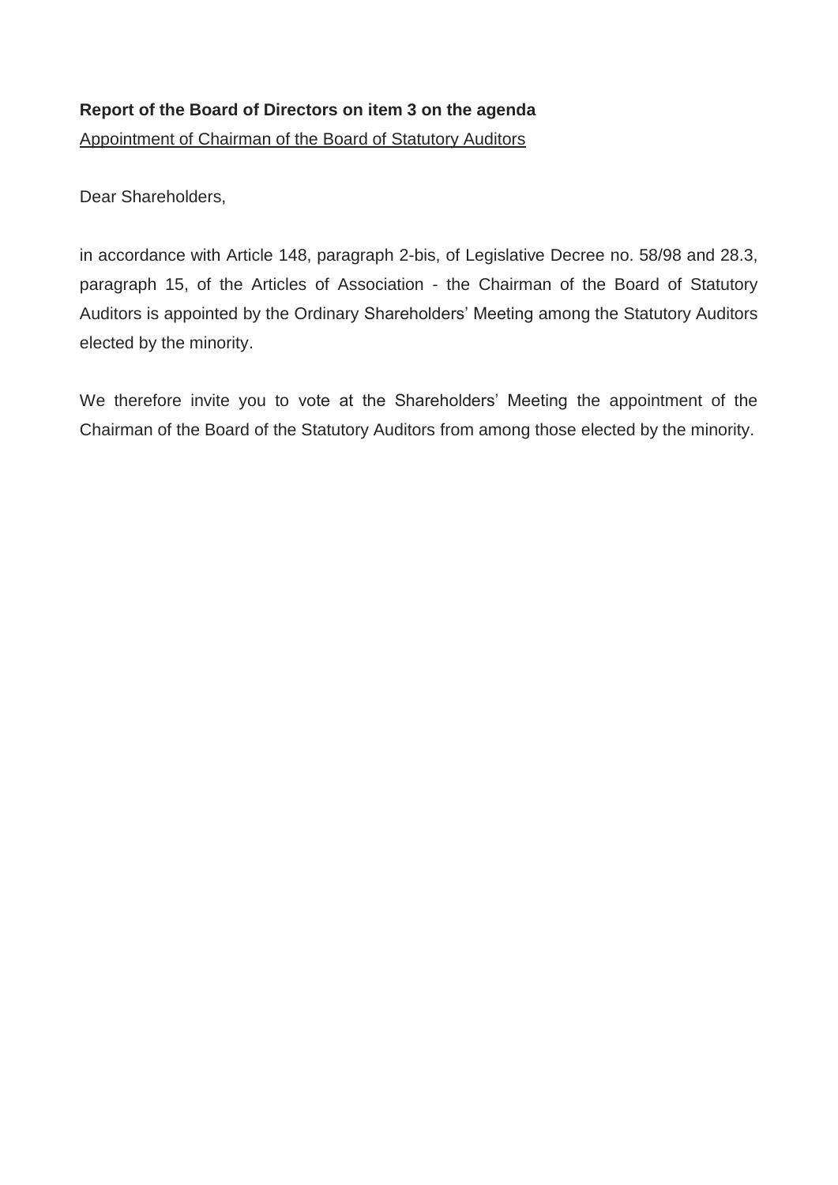**Report of the Board of Directors on item 3 on the agenda**

Appointment of Chairman of the Board of Statutory Auditors

Dear Shareholders,

in accordance with Article 148, paragraph 2-bis, of Legislative Decree no. 58/98 and 28.3, paragraph 15, of the Articles of Association - the Chairman of the Board of Statutory Auditors is appointed by the Ordinary Shareholders' Meeting among the Statutory Auditors elected by the minority.

We therefore invite you to vote at the Shareholders' Meeting the appointment of the Chairman of the Board of the Statutory Auditors from among those elected by the minority.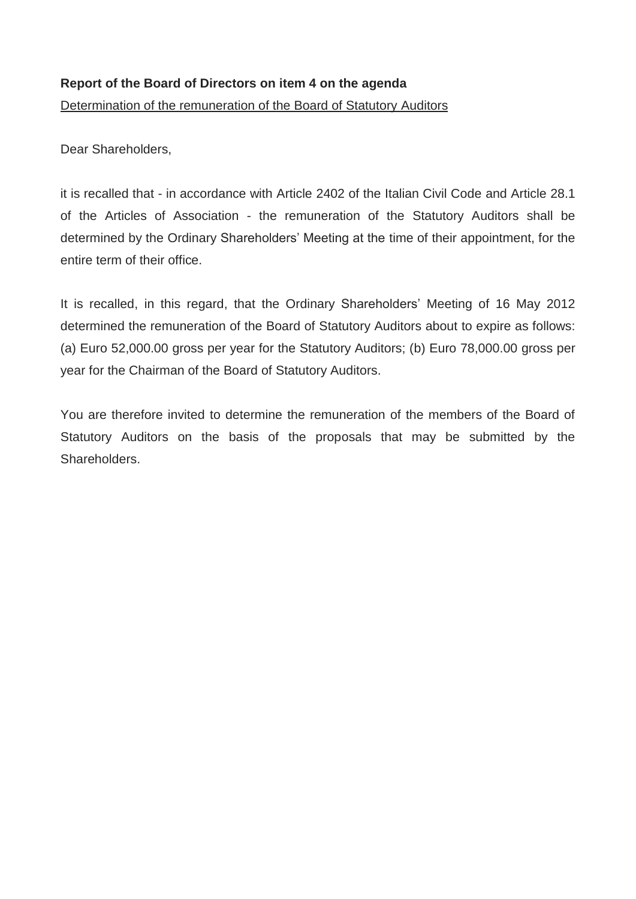**Report of the Board of Directors on item 4 on the agenda**

Determination of the remuneration of the Board of Statutory Auditors

Dear Shareholders,

it is recalled that - in accordance with Article 2402 of the Italian Civil Code and Article 28.1 of the Articles of Association - the remuneration of the Statutory Auditors shall be determined by the Ordinary Shareholders' Meeting at the time of their appointment, for the entire term of their office.

It is recalled, in this regard, that the Ordinary Shareholders' Meeting of 16 May 2012 determined the remuneration of the Board of Statutory Auditors about to expire as follows: (a) Euro 52,000.00 gross per year for the Statutory Auditors; (b) Euro 78,000.00 gross per year for the Chairman of the Board of Statutory Auditors.

You are therefore invited to determine the remuneration of the members of the Board of Statutory Auditors on the basis of the proposals that may be submitted by the Shareholders.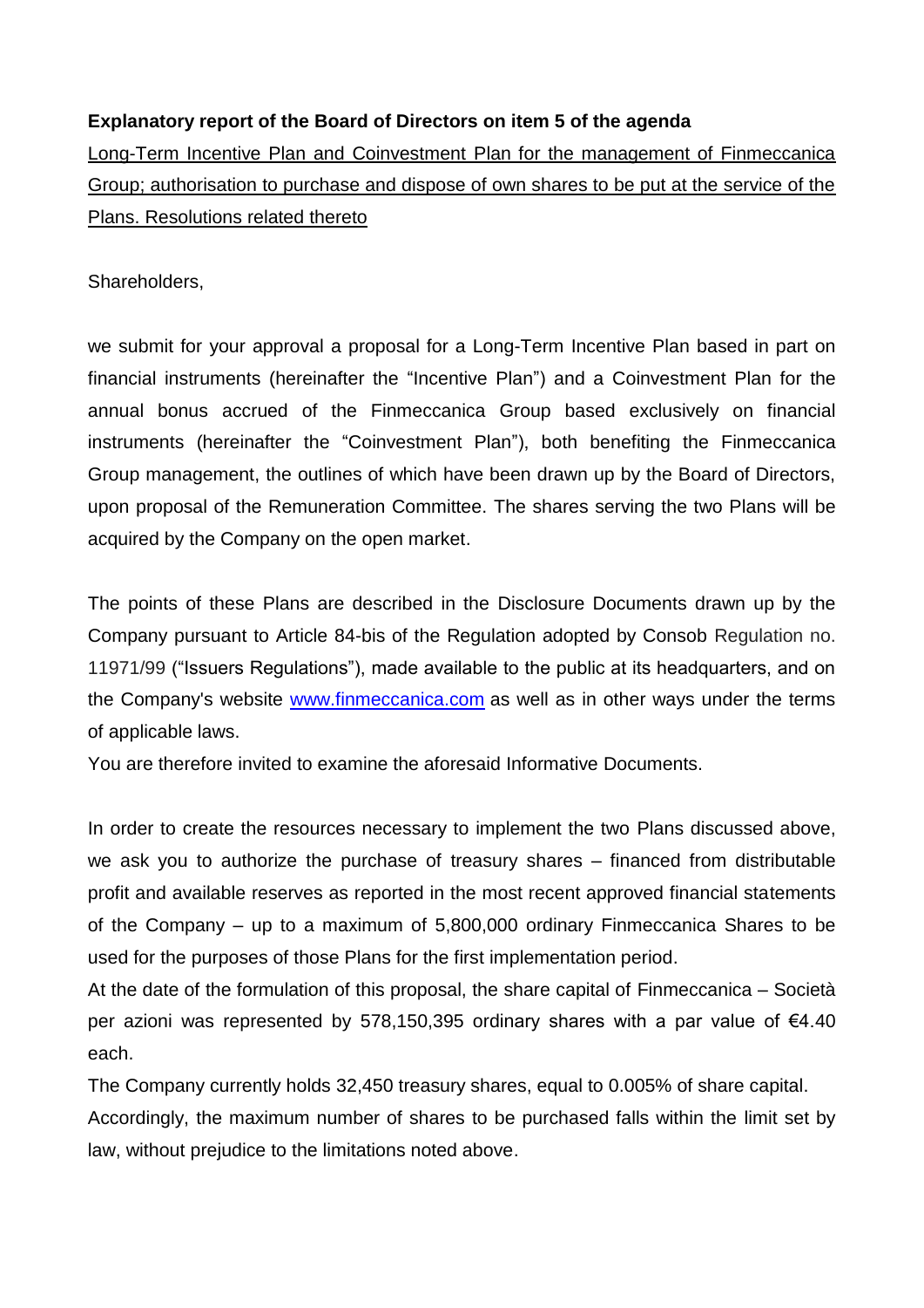**Explanatory report of the Board of Directors on item 5 of the agenda**

Long-Term Incentive Plan and Coinvestment Plan for the management of Finmeccanica Group; authorisation to purchase and dispose of own shares to be put at the service of the Plans. Resolutions related thereto

Shareholders,

we submit for your approval a proposal for a Long-Term Incentive Plan based in part on financial instruments (hereinafter the "Incentive Plan") and a Coinvestment Plan for the annual bonus accrued of the Finmeccanica Group based exclusively on financial instruments (hereinafter the "Coinvestment Plan"), both benefiting the Finmeccanica Group management, the outlines of which have been drawn up by the Board of Directors, upon proposal of the Remuneration Committee. The shares serving the two Plans will be acquired by the Company on the open market.

The points of these Plans are described in the Disclosure Documents drawn up by the Company pursuant to Article 84-bis of the Regulation adopted by Consob Regulation no. 11971/99 ("Issuers Regulations"), made available to the public at its headquarters, and on the Company's website www.finmeccanica.com as well as in other ways under the terms of applicable laws.

You are therefore invited to examine the aforesaid Informative Documents.

In order to create the resources necessary to implement the two Plans discussed above, we ask you to authorize the purchase of treasury shares – financed from distributable profit and available reserves as reported in the most recent approved financial statements of the Company – up to a maximum of 5,800,000 ordinary Finmeccanica Shares to be used for the purposes of those Plans for the first implementation period.

At the date of the formulation of this proposal, the share capital of Finmeccanica – Società per azioni was represented by 578,150,395 ordinary shares with a par value of €4.40 each.

The Company currently holds 32,450 treasury shares, equal to 0.005% of share capital.

Accordingly, the maximum number of shares to be purchased falls within the limit set by law, without prejudice to the limitations noted above.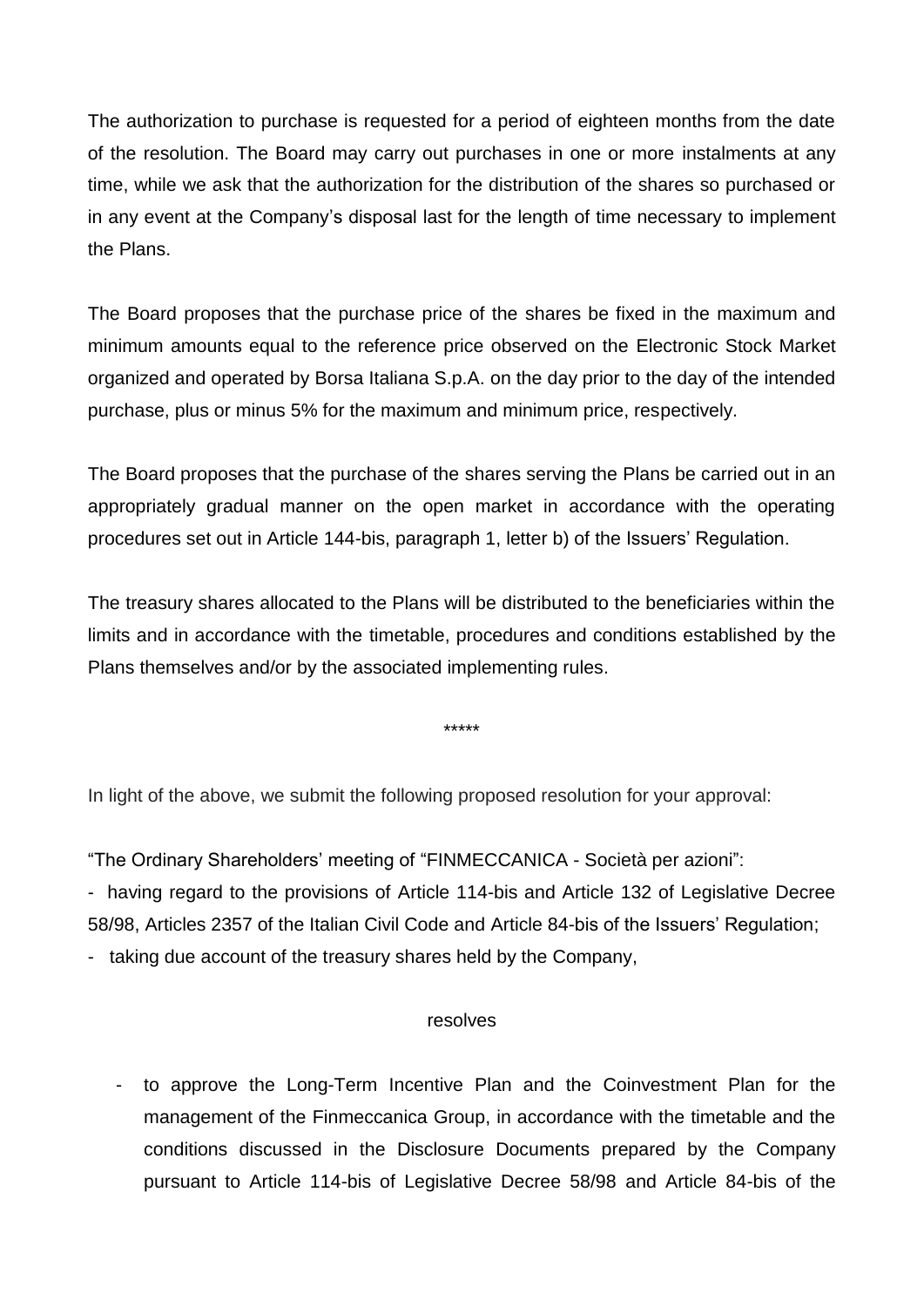The authorization to purchase is requested for a period of eighteen months from the date of the resolution. The Board may carry out purchases in one or more instalments at any time, while we ask that the authorization for the distribution of the shares so purchased or in any event at the Company's disposal last for the length of time necessary to implement the Plans.

The Board proposes that the purchase price of the shares be fixed in the maximum and minimum amounts equal to the reference price observed on the Electronic Stock Market organized and operated by Borsa Italiana S.p.A. on the day prior to the day of the intended purchase, plus or minus 5% for the maximum and minimum price, respectively.

The Board proposes that the purchase of the shares serving the Plans be carried out in an appropriately gradual manner on the open market in accordance with the operating procedures set out in Article 144-bis, paragraph 1, letter b) of the Issuers' Regulation.

The treasury shares allocated to the Plans will be distributed to the beneficiaries within the limits and in accordance with the timetable, procedures and conditions established by the Plans themselves and/or by the associated implementing rules.

*****

In light of the above, we submit the following proposed resolution for your approval:

"The Ordinary Shareholders' meeting of "FINMECCANICA - Società per azioni":

- having regard to the provisions of Article 114-bis and Article 132 of Legislative Decree 58/98, Articles 2357 of the Italian Civil Code and Article 84-bis of the Issuers' Regulation;
- taking due account of the treasury shares held by the Company,

resolves

- to approve the Long-Term Incentive Plan and the Coinvestment Plan for the management of the Finmeccanica Group, in accordance with the timetable and the conditions discussed in the Disclosure Documents prepared by the Company pursuant to Article 114-bis of Legislative Decree 58/98 and Article 84-bis of the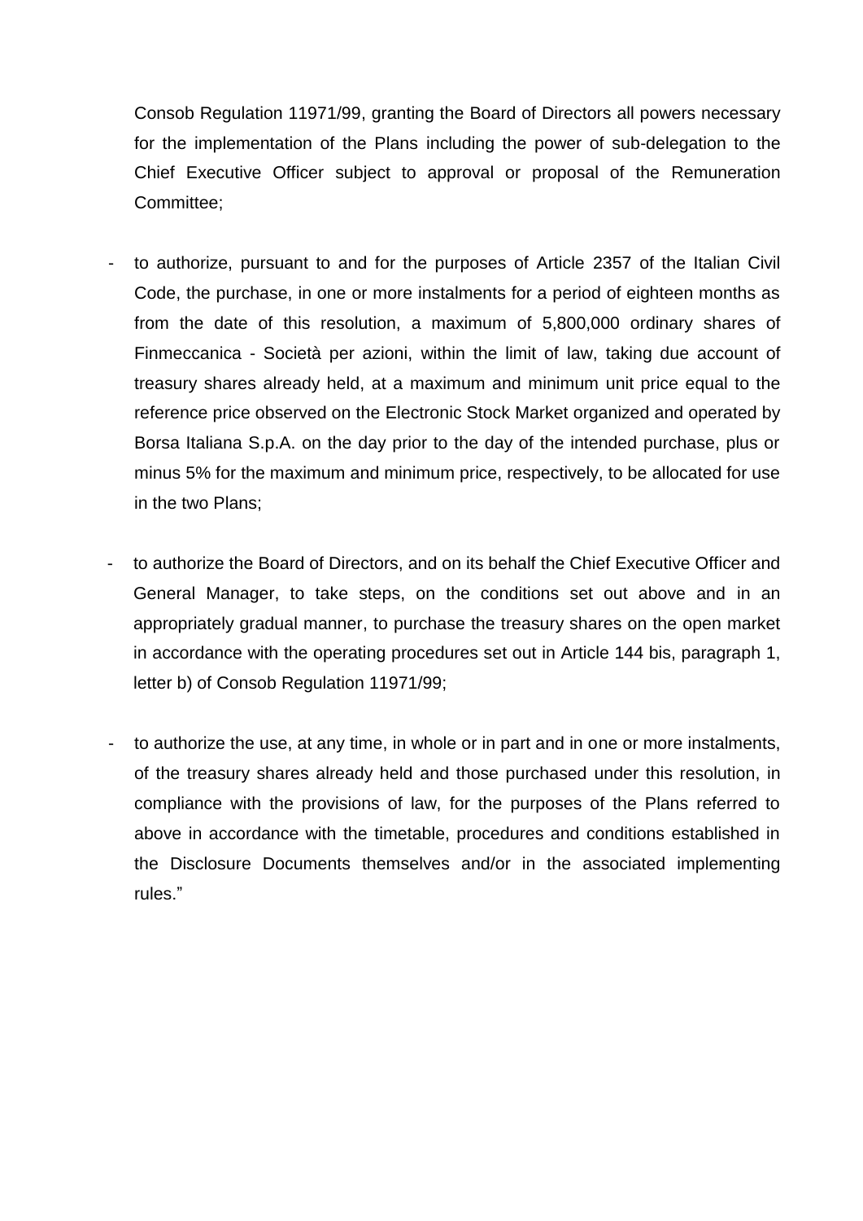Consob Regulation 11971/99, granting the Board of Directors all powers necessary for the implementation of the Plans including the power of sub-delegation to the Chief Executive Officer subject to approval or proposal of the Remuneration Committee;

- to authorize, pursuant to and for the purposes of Article 2357 of the Italian Civil Code, the purchase, in one or more instalments for a period of eighteen months as from the date of this resolution, a maximum of 5,800,000 ordinary shares of Finmeccanica - Società per azioni, within the limit of law, taking due account of treasury shares already held, at a maximum and minimum unit price equal to the reference price observed on the Electronic Stock Market organized and operated by Borsa Italiana S.p.A. on the day prior to the day of the intended purchase, plus or minus 5% for the maximum and minimum price, respectively, to be allocated for use in the two Plans;

- to authorize the Board of Directors, and on its behalf the Chief Executive Officer and General Manager, to take steps, on the conditions set out above and in an appropriately gradual manner, to purchase the treasury shares on the open market in accordance with the operating procedures set out in Article 144 bis, paragraph 1, letter b) of Consob Regulation 11971/99;

- to authorize the use, at any time, in whole or in part and in one or more instalments, of the treasury shares already held and those purchased under this resolution, in compliance with the provisions of law, for the purposes of the Plans referred to above in accordance with the timetable, procedures and conditions established in the Disclosure Documents themselves and/or in the associated implementing rules."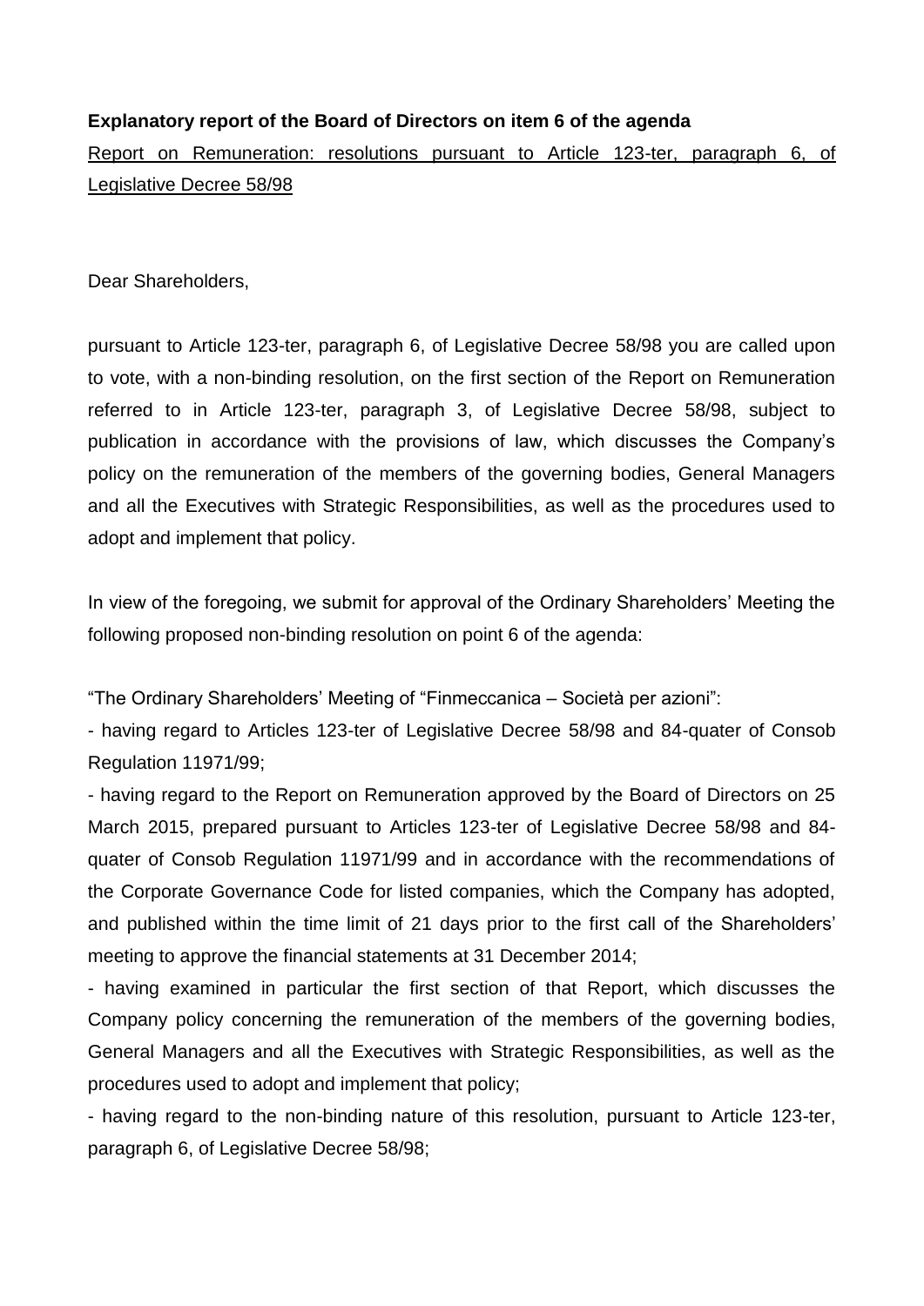**Explanatory report of the Board of Directors on item 6 of the agenda**

Report on Remuneration: resolutions pursuant to Article 123-ter, paragraph 6, of Legislative Decree 58/98

Dear Shareholders,

pursuant to Article 123-ter, paragraph 6, of Legislative Decree 58/98 you are called upon to vote, with a non-binding resolution, on the first section of the Report on Remuneration referred to in Article 123-ter, paragraph 3, of Legislative Decree 58/98, subject to publication in accordance with the provisions of law, which discusses the Company's policy on the remuneration of the members of the governing bodies, General Managers and all the Executives with Strategic Responsibilities, as well as the procedures used to adopt and implement that policy.

In view of the foregoing, we submit for approval of the Ordinary Shareholders' Meeting the following proposed non-binding resolution on point 6 of the agenda:

"The Ordinary Shareholders' Meeting of "Finmeccanica – Società per azioni":

- having regard to Articles 123-ter of Legislative Decree 58/98 and 84-quater of Consob Regulation 11971/99;
- having regard to the Report on Remuneration approved by the Board of Directors on 25 March 2015, prepared pursuant to Articles 123-ter of Legislative Decree 58/98 and 84-quater of Consob Regulation 11971/99 and in accordance with the recommendations of the Corporate Governance Code for listed companies, which the Company has adopted, and published within the time limit of 21 days prior to the first call of the Shareholders' meeting to approve the financial statements at 31 December 2014;
- having examined in particular the first section of that Report, which discusses the Company policy concerning the remuneration of the members of the governing bodies, General Managers and all the Executives with Strategic Responsibilities, as well as the procedures used to adopt and implement that policy;
- having regard to the non-binding nature of this resolution, pursuant to Article 123-ter, paragraph 6, of Legislative Decree 58/98;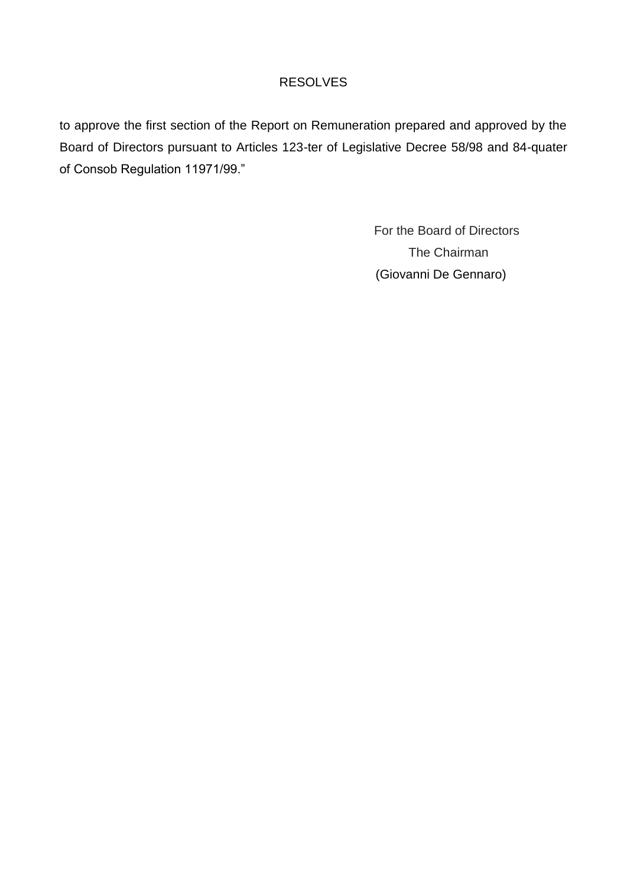RESOLVES

to approve the first section of the Report on Remuneration prepared and approved by the Board of Directors pursuant to Articles 123-ter of Legislative Decree 58/98 and 84-quater of Consob Regulation 11971/99."

For the Board of Directors
The Chairman
(Giovanni De Gennaro)